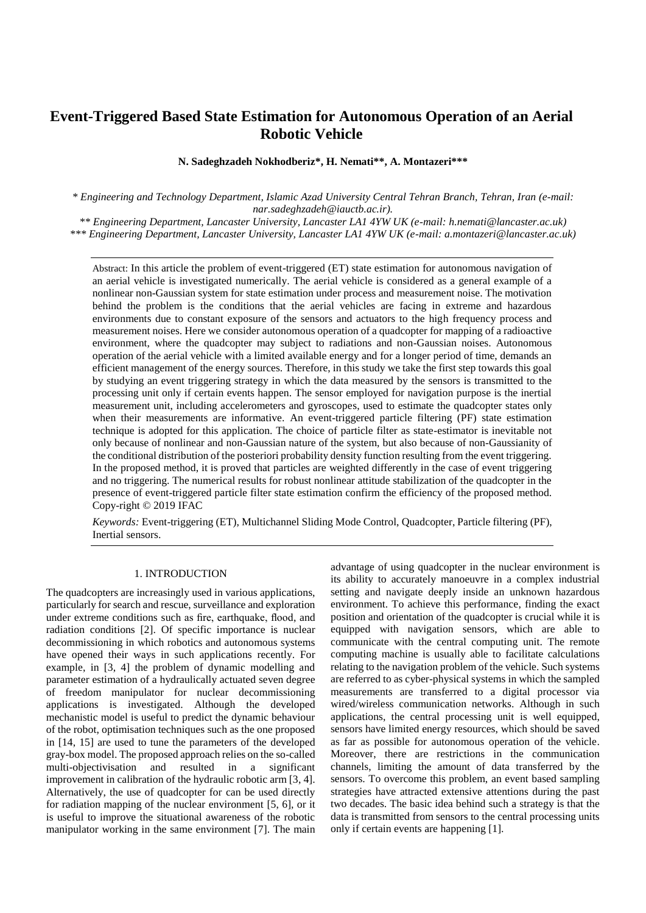# Event-Triggered Based State Estimation for Autonomous Operation of an Aerial Robotic Vehicle

**N. Sadeghzadeh Nokhodberiz\*, H. Nemati\*\*, A. Montazeri\*\*\***

*\* Engineering and Technology Department, Islamic Azad University Central Tehran Branch, Tehran, Iran (e-mail: nar.sadeghzadeh@iauctb.ac.ir).*

*\*\* Engineering Department, Lancaster University, Lancaster LA1 4YW UK (e-mail: h.nemati@lancaster.ac.uk)*

*\*\*\* Engineering Department, Lancaster University, Lancaster LA1 4YW UK (e-mail: a.montazeri@lancaster.ac.uk)*

---

Abstract: In this article the problem of event-triggered (ET) state estimation for autonomous navigation of an aerial vehicle is investigated numerically. The aerial vehicle is considered as a general example of a nonlinear non-Gaussian system for state estimation under process and measurement noise. The motivation behind the problem is the conditions that the aerial vehicles are facing in extreme and hazardous environments due to constant exposure of the sensors and actuators to the high frequency process and measurement noises. Here we consider autonomous operation of a quadcopter for mapping of a radioactive environment, where the quadcopter may subject to radiations and non-Gaussian noises. Autonomous operation of the aerial vehicle with a limited available energy and for a longer period of time, demands an efficient management of the energy sources. Therefore, in this study we take the first step towards this goal by studying an event triggering strategy in which the data measured by the sensors is transmitted to the processing unit only if certain events happen. The sensor employed for navigation purpose is the inertial measurement unit, including accelerometers and gyroscopes, used to estimate the quadcopter states only when their measurements are informative. An event-triggered particle filtering (PF) state estimation technique is adopted for this application. The choice of particle filter as state-estimator is inevitable not only because of nonlinear and non-Gaussian nature of the system, but also because of non-Gaussianity of the conditional distribution of the posteriori probability density function resulting from the event triggering. In the proposed method, it is proved that particles are weighted differently in the case of event triggering and no triggering. The numerical results for robust nonlinear attitude stabilization of the quadcopter in the presence of event-triggered particle filter state estimation confirm the efficiency of the proposed method. Copy-right © 2019 IFAC

*Keywords:* Event-triggering (ET), Multichannel Sliding Mode Control, Quadcopter, Particle filtering (PF), Inertial sensors.

---

## 1. INTRODUCTION

The quadcopters are increasingly used in various applications, particularly for search and rescue, surveillance and exploration under extreme conditions such as fire, earthquake, flood, and radiation conditions [2]. Of specific importance is nuclear decommissioning in which robotics and autonomous systems have opened their ways in such applications recently. For example, in [3, 4] the problem of dynamic modelling and parameter estimation of a hydraulically actuated seven degree of freedom manipulator for nuclear decommissioning applications is investigated. Although the developed mechanistic model is useful to predict the dynamic behaviour of the robot, optimisation techniques such as the one proposed in [14, 15] are used to tune the parameters of the developed gray-box model. The proposed approach relies on the so-called multi-objectivisation and resulted in a significant improvement in calibration of the hydraulic robotic arm [3, 4]. Alternatively, the use of quadcopter for can be used directly for radiation mapping of the nuclear environment [5, 6], or it is useful to improve the situational awareness of the robotic manipulator working in the same environment [7]. The main advantage of using quadcopter in the nuclear environment is its ability to accurately manoeuvre in a complex industrial setting and navigate deeply inside an unknown hazardous environment. To achieve this performance, finding the exact position and orientation of the quadcopter is crucial while it is equipped with navigation sensors, which are able to communicate with the central computing unit. The remote computing machine is usually able to facilitate calculations relating to the navigation problem of the vehicle. Such systems are referred to as cyber-physical systems in which the sampled measurements are transferred to a digital processor via wired/wireless communication networks. Although in such applications, the central processing unit is well equipped, sensors have limited energy resources, which should be saved as far as possible for autonomous operation of the vehicle. Moreover, there are restrictions in the communication channels, limiting the amount of data transferred by the sensors. To overcome this problem, an event based sampling strategies have attracted extensive attentions during the past two decades. The basic idea behind such a strategy is that the data is transmitted from sensors to the central processing units only if certain events are happening [1].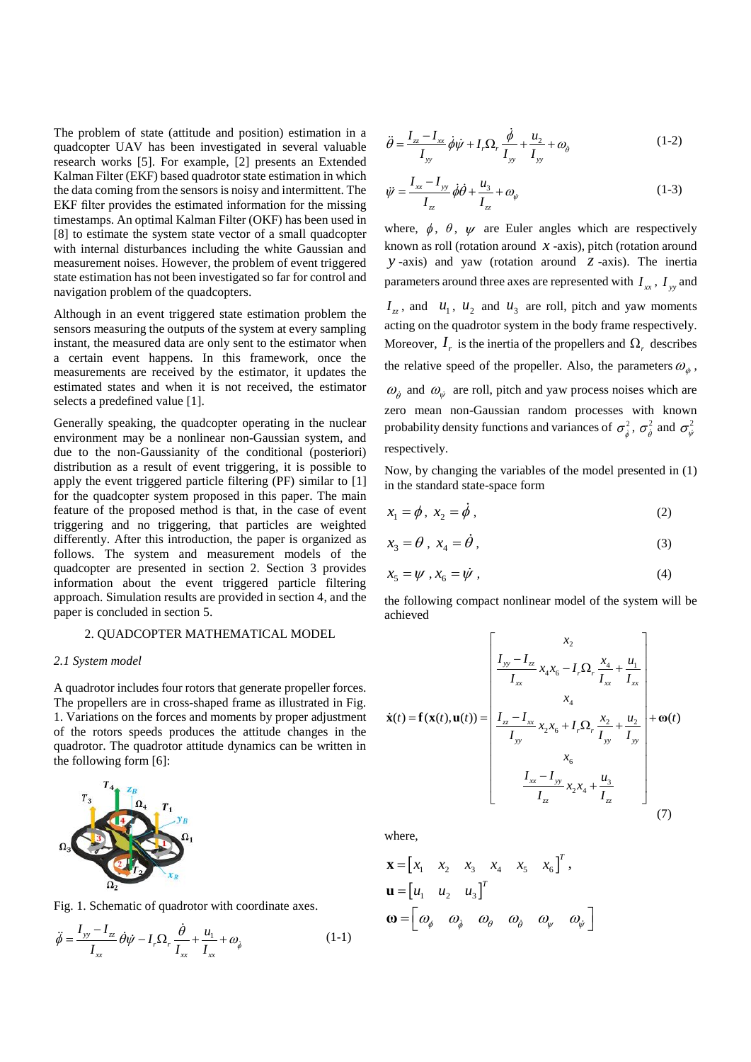The problem of state (attitude and position) estimation in a quadcopter UAV has been investigated in several valuable research works [5]. For example, [2] presents an Extended Kalman Filter (EKF) based quadrotor state estimation in which the data coming from the sensors is noisy and intermittent. The EKF filter provides the estimated information for the missing timestamps. An optimal Kalman Filter (OKF) has been used in [8] to estimate the system state vector of a small quadcopter with internal disturbances including the white Gaussian and measurement noises. However, the problem of event triggered state estimation has not been investigated so far for control and navigation problem of the quadcopters.

Although in an event triggered state estimation problem the sensors measuring the outputs of the system at every sampling instant, the measured data are only sent to the estimator when a certain event happens. In this framework, once the measurements are received by the estimator, it updates the estimated states and when it is not received, the estimator selects a predefined value [1].

Generally speaking, the quadcopter operating in the nuclear environment may be a nonlinear non-Gaussian system, and due to the non-Gaussianity of the conditional (posteriori) distribution as a result of event triggering, it is possible to apply the event triggered particle filtering (PF) similar to [1] for the quadcopter system proposed in this paper. The main feature of the proposed method is that, in the case of event triggering and no triggering, that particles are weighted differently. After this introduction, the paper is organized as follows. The system and measurement models of the quadcopter are presented in section 2. Section 3 provides information about the event triggered particle filtering approach. Simulation results are provided in section 4, and the paper is concluded in section 5.

## 2. QUADCOPTER MATHEMATICAL MODEL

### *2.1 System model*

A quadrotor includes four rotors that generate propeller forces. The propellers are in cross-shaped frame as illustrated in Fig. 1. Variations on the forces and moments by proper adjustment of the rotors speeds produces the attitude changes in the quadrotor. The quadrotor attitude dynamics can be written in the following form [6]:

Fig. 1. Schematic of quadrotor with coordinate axes.

$$\ddot{\phi} = \frac{I_{yy} - I_{zz}}{I_{xx}} \dot{\theta}\dot{\psi} - I_r \Omega_r \frac{\dot{\theta}}{I_{xx}} + \frac{u_1}{I_{xx}} + \omega_{\dot{\phi}} \tag{1-1}$$

$$\ddot{\theta} = \frac{I_{zz} - I_{xx}}{I_{yy}} \dot{\phi}\dot{\psi} + I_r \Omega_r \frac{\dot{\phi}}{I_{yy}} + \frac{u_2}{I_{yy}} + \omega_{\dot{\theta}} \tag{1-2}$$

$$\ddot{\psi} = \frac{I_{xx} - I_{yy}}{I_{zz}} \dot{\phi}\dot{\theta} + \frac{u_3}{I_{zz}} + \omega_{\dot{\psi}} \tag{1-3}$$

where, $\phi$, $\theta$, $\psi$ are Euler angles which are respectively known as roll (rotation around $x$-axis), pitch (rotation around $y$-axis) and yaw (rotation around $z$-axis). The inertia parameters around three axes are represented with $I_{xx}$, $I_{yy}$ and $I_{zz}$, and $u_1$, $u_2$ and $u_3$ are roll, pitch and yaw moments acting on the quadrotor system in the body frame respectively. Moreover, $I_r$ is the inertia of the propellers and $\Omega_r$ describes the relative speed of the propeller. Also, the parameters $\omega_{\dot{\phi}}$, $\omega_{\dot{\theta}}$ and $\omega_{\dot{\psi}}$ are roll, pitch and yaw process noises which are zero mean non-Gaussian random processes with known probability density functions and variances of $\sigma^2_{\dot{\phi}}$, $\sigma^2_{\dot{\theta}}$ and $\sigma^2_{\dot{\psi}}$ respectively.

Now, by changing the variables of the model presented in (1) in the standard state-space form

$$x_1 = \phi,\ x_2 = \dot{\phi}, \tag{2}$$

$$x_3 = \theta,\ x_4 = \dot{\theta}, \tag{3}$$

$$x_5 = \psi,\ x_6 = \dot{\psi}, \tag{4}$$

the following compact nonlinear model of the system will be achieved

$$\dot{\mathbf{x}}(t) = \mathbf{f}(\mathbf{x}(t), \mathbf{u}(t)) = \begin{bmatrix} x_2 \\ \frac{I_{yy} - I_{zz}}{I_{xx}} x_4 x_6 - I_r \Omega_r \frac{x_4}{I_{xx}} + \frac{u_1}{I_{xx}} \\ x_4 \\ \frac{I_{zz} - I_{xx}}{I_{yy}} x_2 x_6 + I_r \Omega_r \frac{x_2}{I_{yy}} + \frac{u_2}{I_{yy}} \\ x_6 \\ \frac{I_{xx} - I_{yy}}{I_{zz}} x_2 x_4 + \frac{u_3}{I_{zz}} \end{bmatrix} + \boldsymbol{\omega}(t) \tag{7}$$

where,

$$\mathbf{x} = \begin{bmatrix} x_1 & x_2 & x_3 & x_4 & x_5 & x_6 \end{bmatrix}^T,$$

$$\mathbf{u} = \begin{bmatrix} u_1 & u_2 & u_3 \end{bmatrix}^T$$

$$\boldsymbol{\omega} = \begin{bmatrix} \omega_{\phi} & \omega_{\dot{\phi}} & \omega_{\theta} & \omega_{\dot{\theta}} & \omega_{\psi} & \omega_{\dot{\psi}} \end{bmatrix}$$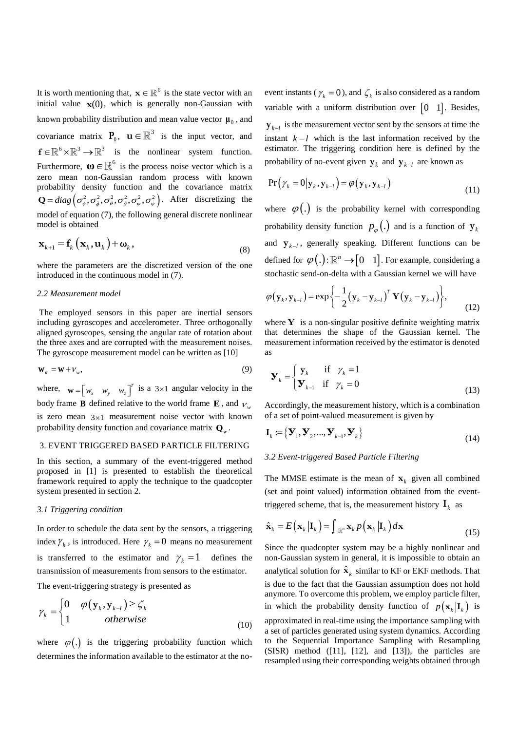It is worth mentioning that, $\mathbf{x} \in \mathbb{R}^6$ is the state vector with an initial value $\mathbf{x}(0)$, which is generally non-Gaussian with known probability distribution and mean value vector $\boldsymbol{\mu}_0$, and covariance matrix $\mathbf{P}_0$, $\mathbf{u} \in \mathbb{R}^3$ is the input vector, and $\mathbf{f} \in \mathbb{R}^6 \times \mathbb{R}^3 \rightarrow \mathbb{R}^3$ is the nonlinear system function. Furthermore, $\boldsymbol{\omega} \in \mathbb{R}^6$ is the process noise vector which is a zero mean non-Gaussian random process with known probability density function and the covariance matrix $\mathbf{Q} = diag\left(\sigma_\phi^2, \sigma_{\dot\phi}^2, \sigma_\theta^2, \sigma_{\dot\theta}^2, \sigma_\psi^2, \sigma_{\dot\psi}^2\right)$. After discretizing the model of equation (7), the following general discrete nonlinear model is obtained

$$\mathbf{x}_{k+1} = \mathbf{f}_k\left(\mathbf{x}_k, \mathbf{u}_k\right) + \boldsymbol{\omega}_k, \tag{8}$$

where the parameters are the discretized version of the one introduced in the continuous model in (7).

### 2.2 Measurement model

The employed sensors in this paper are inertial sensors including gyroscopes and accelerometer. Three orthogonally aligned gyroscopes, sensing the angular rate of rotation about the three axes and are corrupted with the measurement noises. The gyroscope measurement model can be written as [10]

$$\mathbf{w}_m = \mathbf{w} + \nu_w, \tag{9}$$

where, $\mathbf{w} = \begin{bmatrix} w_x & w_y & w_z \end{bmatrix}^T$ is a $3\times1$ angular velocity in the body frame $\mathbf{B}$ defined relative to the world frame $\mathbf{E}$, and $\nu_w$ is zero mean $3\times1$ measurement noise vector with known probability density function and covariance matrix $\mathbf{Q}_w$.

## 3. EVENT TRIGGERED BASED PARTICLE FILTERING

In this section, a summary of the event-triggered method proposed in [1] is presented to establish the theoretical framework required to apply the technique to the quadcopter system presented in section 2.

### 3.1 Triggering condition

In order to schedule the data sent by the sensors, a triggering index $\gamma_k$, is introduced. Here $\gamma_k = 0$ means no measurement is transferred to the estimator and $\gamma_k = 1$ defines the transmission of measurements from sensors to the estimator.

The event-triggering strategy is presented as

$$\gamma_k = \begin{cases} 0 & \varphi\left(\mathbf{y}_k, \mathbf{y}_{k-l}\right) \geq \zeta_k \\ 1 & otherwise \end{cases} \tag{10}$$

where $\varphi(.)$ is the triggering probability function which determines the information available to the estimator at the no-event instants ($\gamma_k = 0$), and $\zeta_k$ is also considered as a random variable with a uniform distribution over $\begin{bmatrix} 0 & 1 \end{bmatrix}$. Besides, $\mathbf{y}_{k-l}$ is the measurement vector sent by the sensors at time the instant $k-l$ which is the last information received by the estimator. The triggering condition here is defined by the probability of no-event given $\mathbf{y}_k$ and $\mathbf{y}_{k-l}$ are known as

$$\Pr\left(\gamma_k = 0 \middle| \mathbf{y}_k, \mathbf{y}_{k-l}\right) = \varphi\left(\mathbf{y}_k, \mathbf{y}_{k-l}\right) \tag{11}$$

where $\varphi(.)$ is the probability kernel with corresponding probability density function $p_\varphi(.)$ and is a function of $\mathbf{y}_k$ and $\mathbf{y}_{k-l}$, generally speaking. Different functions can be defined for $\varphi(.): \mathbb{R}^n \rightarrow \begin{bmatrix} 0 & 1 \end{bmatrix}$. For example, considering a stochastic send-on-delta with a Gaussian kernel we will have

$$\varphi\left(\mathbf{y}_k, \mathbf{y}_{k-l}\right) = \exp\left\{-\frac{1}{2}\left(\mathbf{y}_k - \mathbf{y}_{k-l}\right)^T \mathbf{Y}\left(\mathbf{y}_k - \mathbf{y}_{k-l}\right)\right\}, \tag{12}$$

where $\mathbf{Y}$ is a non-singular positive definite weighting matrix that determines the shape of the Gaussian kernel. The measurement information received by the estimator is denoted as

$$\mathbf{\mathcal{Y}}_k = \begin{cases} \mathbf{y}_k & \text{if} \quad \gamma_k = 1 \\ \mathbf{\mathcal{Y}}_{k-1} & \text{if} \quad \gamma_k = 0 \end{cases} \tag{13}$$

Accordingly, the measurement history, which is a combination of a set of point-valued measurement is given by

$$\mathbf{I}_k := \left\{\mathbf{\mathcal{Y}}_1, \mathbf{\mathcal{Y}}_2, ..., \mathbf{\mathcal{Y}}_{k-1}, \mathbf{\mathcal{Y}}_k\right\} \tag{14}$$

### 3.2 Event-triggered Based Particle Filtering

The MMSE estimate is the mean of $\mathbf{x}_k$ given all combined (set and point valued) information obtained from the event-triggered scheme, that is, the measurement history $\mathbf{I}_k$ as

$$\hat{\mathbf{x}}_k = E\left(\mathbf{x}_k \middle| \mathbf{I}_k\right) = \int_{\mathbb{R}^n} \mathbf{x}_k \, p\left(\mathbf{x}_k \middle| \mathbf{I}_k\right) d\mathbf{x} \tag{15}$$

Since the quadcopter system may be a highly nonlinear and non-Gaussian system in general, it is impossible to obtain an analytical solution for $\hat{\mathbf{x}}_k$ similar to KF or EKF methods. That is due to the fact that the Gaussian assumption does not hold anymore. To overcome this problem, we employ particle filter, in which the probability density function of $p\left(\mathbf{x}_k \middle| \mathbf{I}_k\right)$ is approximated in real-time using the importance sampling with a set of particles generated using system dynamics. According to the Sequential Importance Sampling with Resampling (SISR) method ([11], [12], and [13]), the particles are resampled using their corresponding weights obtained through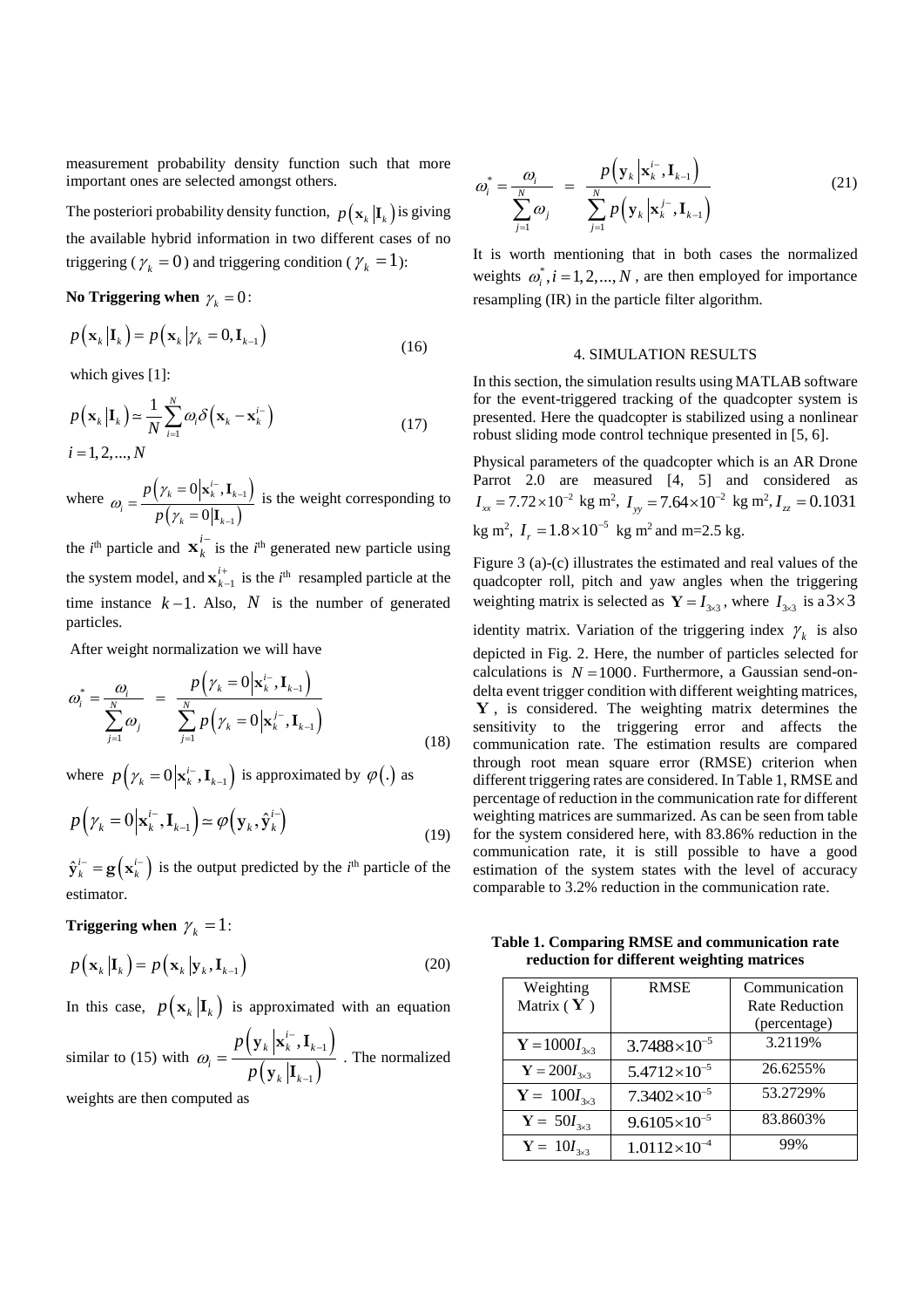measurement probability density function such that more important ones are selected amongst others.

The posteriori probability density function, $p\left(\mathbf{x}_k \left|\mathbf{I}_k\right.\right)$ is giving the available hybrid information in two different cases of no triggering ($\gamma_k = 0$) and triggering condition ($\gamma_k = 1$):

**No Triggering when** $\gamma_k = 0$:

$$p\left(\mathbf{x}_k \left|\mathbf{I}_k\right.\right) = p\left(\mathbf{x}_k \left|\gamma_k = 0, \mathbf{I}_{k-1}\right.\right) \tag{16}$$

which gives [1]:

$$p\left(\mathbf{x}_k \left|\mathbf{I}_k\right.\right) \simeq \frac{1}{N}\sum_{i=1}^{N}\omega_i \delta\left(\mathbf{x}_k - \mathbf{x}_k^{i-}\right) \tag{17}$$

$$i = 1, 2, ..., N$$

where $\omega_i = \dfrac{p\left(\gamma_k = 0\left|\mathbf{x}_k^{i-}, \mathbf{I}_{k-1}\right.\right)}{p\left(\gamma_k = 0\left|\mathbf{I}_{k-1}\right.\right)}$ is the weight corresponding to the $i$th particle and $\mathbf{x}_k^{i-}$ is the $i$th generated new particle using the system model, and $\mathbf{x}_{k-1}^{i+}$ is the $i$th resampled particle at the time instance $k-1$. Also, $N$ is the number of generated particles.

After weight normalization we will have

$$\omega_i^* = \frac{\omega_i}{\sum_{j=1}^{N}\omega_j} = \frac{p\left(\gamma_k = 0\left|\mathbf{x}_k^{i-}, \mathbf{I}_{k-1}\right.\right)}{\sum_{j=1}^{N} p\left(\gamma_k = 0\left|\mathbf{x}_k^{j-}, \mathbf{I}_{k-1}\right.\right)} \tag{18}$$

where $p\left(\gamma_k = 0\left|\mathbf{x}_k^{i-}, \mathbf{I}_{k-1}\right.\right)$ is approximated by $\varphi(.)$ as

$$p\left(\gamma_k = 0\left|\mathbf{x}_k^{i-}, \mathbf{I}_{k-1}\right.\right) \simeq \varphi\left(\mathbf{y}_k, \hat{\mathbf{y}}_k^{i-}\right) \tag{19}$$

$\hat{\mathbf{y}}_k^{i-} = \mathbf{g}\left(\mathbf{x}_k^{i-}\right)$ is the output predicted by the $i$th particle of the estimator.

**Triggering when** $\gamma_k = 1$:

$$p\left(\mathbf{x}_k \left|\mathbf{I}_k\right.\right) = p\left(\mathbf{x}_k \left|\mathbf{y}_k, \mathbf{I}_{k-1}\right.\right) \tag{20}$$

In this case, $p\left(\mathbf{x}_k \left|\mathbf{I}_k\right.\right)$ is approximated with an equation similar to (15) with $\omega_i = \dfrac{p\left(\mathbf{y}_k\left|\mathbf{x}_k^{i-}, \mathbf{I}_{k-1}\right.\right)}{p\left(\mathbf{y}_k\left|\mathbf{I}_{k-1}\right.\right)}$. The normalized weights are then computed as

$$\omega_i^* = \frac{\omega_i}{\sum_{j=1}^{N}\omega_j} = \frac{p\left(\mathbf{y}_k\left|\mathbf{x}_k^{i-}, \mathbf{I}_{k-1}\right.\right)}{\sum_{j=1}^{N} p\left(\mathbf{y}_k\left|\mathbf{x}_k^{j-}, \mathbf{I}_{k-1}\right.\right)} \tag{21}$$

It is worth mentioning that in both cases the normalized weights $\omega_i^*, i = 1, 2, ..., N$, are then employed for importance resampling (IR) in the particle filter algorithm.

## 4. SIMULATION RESULTS

In this section, the simulation results using MATLAB software for the event-triggered tracking of the quadcopter system is presented. Here the quadcopter is stabilized using a nonlinear robust sliding mode control technique presented in [5, 6].

Physical parameters of the quadcopter which is an AR Drone Parrot 2.0 are measured [4, 5] and considered as $I_{xx} = 7.72\times10^{-2}$ kg m$^2$, $I_{yy} = 7.64\times10^{-2}$ kg m$^2$, $I_{zz} = 0.1031$ kg m$^2$, $I_r = 1.8\times10^{-5}$ kg m$^2$ and m=2.5 kg.

Figure 3 (a)-(c) illustrates the estimated and real values of the quadcopter roll, pitch and yaw angles when the triggering weighting matrix is selected as $\mathbf{Y} = I_{3\times3}$, where $I_{3\times3}$ is a $3\times3$ identity matrix. Variation of the triggering index $\gamma_k$ is also depicted in Fig. 2. Here, the number of particles selected for calculations is $N = 1000$. Furthermore, a Gaussian send-on-delta event trigger condition with different weighting matrices, $\mathbf{Y}$, is considered. The weighting matrix determines the sensitivity to the triggering error and affects the communication rate. The estimation results are compared through root mean square error (RMSE) criterion when different triggering rates are considered. In Table 1, RMSE and percentage of reduction in the communication rate for different weighting matrices are summarized. As can be seen from table for the system considered here, with 83.86% reduction in the communication rate, it is still possible to have a good estimation of the system states with the level of accuracy comparable to 3.2% reduction in the communication rate.

**Table 1. Comparing RMSE and communication rate reduction for different weighting matrices**

| Weighting Matrix ($\mathbf{Y}$) | RMSE | Communication Rate Reduction (percentage) |
|---|---|---|
| $\mathbf{Y} = 1000I_{3\times3}$ | $3.7488\times10^{-5}$ | 3.2119% |
| $\mathbf{Y} = 200I_{3\times3}$ | $5.4712\times10^{-5}$ | 26.6255% |
| $\mathbf{Y} = 100I_{3\times3}$ | $7.3402\times10^{-5}$ | 53.2729% |
| $\mathbf{Y} = 50I_{3\times3}$ | $9.6105\times10^{-5}$ | 83.8603% |
| $\mathbf{Y} = 10I_{3\times3}$ | $1.0112\times10^{-4}$ | 99% |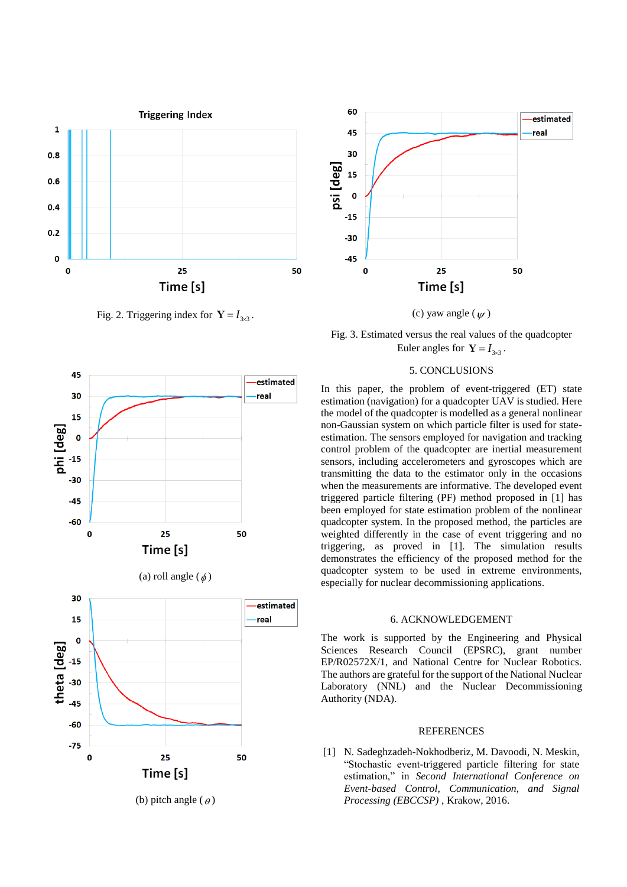Fig. 2. Triggering index for $\mathbf{Y} = I_{3\times 3}$.

(a) roll angle ($\phi$)

(b) pitch angle ($\theta$)

(c) yaw angle ($\psi$)

Fig. 3. Estimated versus the real values of the quadcopter Euler angles for $\mathbf{Y} = I_{3\times 3}$.

## 5. CONCLUSIONS

In this paper, the problem of event-triggered (ET) state estimation (navigation) for a quadcopter UAV is studied. Here the model of the quadcopter is modelled as a general nonlinear non-Gaussian system on which particle filter is used for state-estimation. The sensors employed for navigation and tracking control problem of the quadcopter are inertial measurement sensors, including accelerometers and gyroscopes which are transmitting the data to the estimator only in the occasions when the measurements are informative. The developed event triggered particle filtering (PF) method proposed in [1] has been employed for state estimation problem of the nonlinear quadcopter system. In the proposed method, the particles are weighted differently in the case of event triggering and no triggering, as proved in [1]. The simulation results demonstrates the efficiency of the proposed method for the quadcopter system to be used in extreme environments, especially for nuclear decommissioning applications.

## 6. ACKNOWLEDGEMENT

The work is supported by the Engineering and Physical Sciences Research Council (EPSRC), grant number EP/R02572X/1, and National Centre for Nuclear Robotics. The authors are grateful for the support of the National Nuclear Laboratory (NNL) and the Nuclear Decommissioning Authority (NDA).

## REFERENCES

[1] N. Sadeghzadeh-Nokhodberiz, M. Davoodi, N. Meskin, "Stochastic event-triggered particle filtering for state estimation," in *Second International Conference on Event-based Control, Communication, and Signal Processing (EBCCSP)* , Krakow, 2016.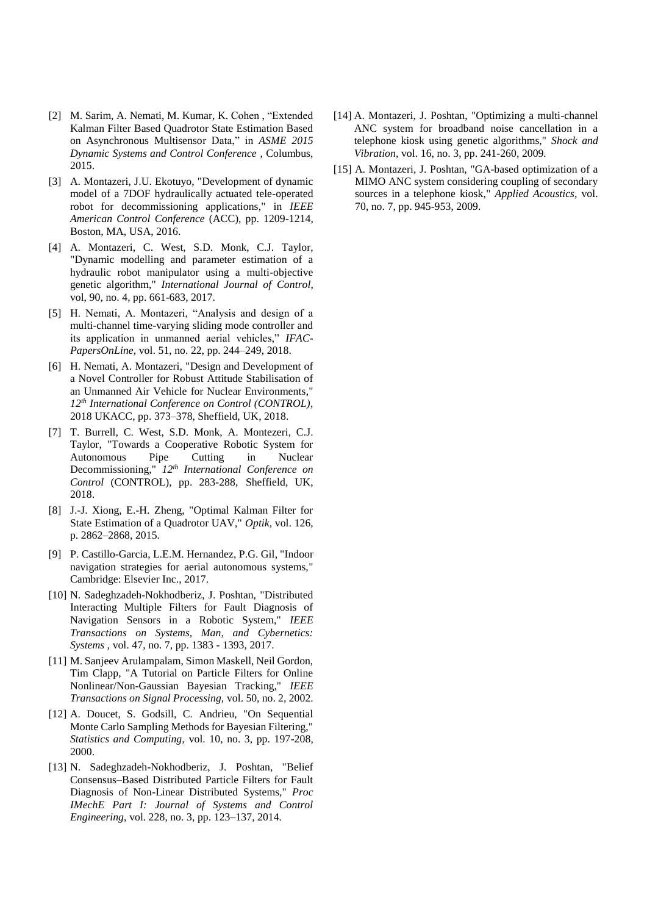[2] M. Sarim, A. Nemati, M. Kumar, K. Cohen , “Extended Kalman Filter Based Quadrotor State Estimation Based on Asynchronous Multisensor Data,” in *ASME 2015 Dynamic Systems and Control Conference* , Columbus, 2015.

[3] A. Montazeri, J.U. Ekotuyo, "Development of dynamic model of a 7DOF hydraulically actuated tele-operated robot for decommissioning applications," in *IEEE American Control Conference* (ACC), pp. 1209-1214, Boston, MA, USA, 2016.

[4] A. Montazeri, C. West, S.D. Monk, C.J. Taylor, "Dynamic modelling and parameter estimation of a hydraulic robot manipulator using a multi-objective genetic algorithm," *International Journal of Control*, vol, 90, no. 4, pp. 661-683, 2017.

[5] H. Nemati, A. Montazeri, “Analysis and design of a multi-channel time-varying sliding mode controller and its application in unmanned aerial vehicles,” *IFAC-PapersOnLine*, vol. 51, no. 22, pp. 244–249, 2018.

[6] H. Nemati, A. Montazeri, "Design and Development of a Novel Controller for Robust Attitude Stabilisation of an Unmanned Air Vehicle for Nuclear Environments," *12th International Conference on Control (CONTROL)*, 2018 UKACC, pp. 373–378, Sheffield, UK, 2018.

[7] T. Burrell, C. West, S.D. Monk, A. Montezeri, C.J. Taylor, "Towards a Cooperative Robotic System for Autonomous Pipe Cutting in Nuclear Decommissioning," *12th International Conference on Control* (CONTROL), pp. 283-288, Sheffield, UK, 2018.

[8] J.-J. Xiong, E.-H. Zheng, "Optimal Kalman Filter for State Estimation of a Quadrotor UAV," *Optik*, vol. 126, p. 2862–2868, 2015.

[9] P. Castillo-Garcia, L.E.M. Hernandez, P.G. Gil, "Indoor navigation strategies for aerial autonomous systems," Cambridge: Elsevier Inc., 2017.

[10] N. Sadeghzadeh-Nokhodberiz, J. Poshtan, "Distributed Interacting Multiple Filters for Fault Diagnosis of Navigation Sensors in a Robotic System," *IEEE Transactions on Systems, Man, and Cybernetics: Systems* , vol. 47, no. 7, pp. 1383 - 1393, 2017.

[11] M. Sanjeev Arulampalam, Simon Maskell, Neil Gordon, Tim Clapp, "A Tutorial on Particle Filters for Online Nonlinear/Non-Gaussian Bayesian Tracking," *IEEE Transactions on Signal Processing*, vol. 50, no. 2, 2002.

[12] A. Doucet, S. Godsill, C. Andrieu, "On Sequential Monte Carlo Sampling Methods for Bayesian Filtering," *Statistics and Computing*, vol. 10, no. 3, pp. 197-208, 2000.

[13] N. Sadeghzadeh-Nokhodberiz, J. Poshtan, "Belief Consensus–Based Distributed Particle Filters for Fault Diagnosis of Non-Linear Distributed Systems," *Proc IMechE Part I: Journal of Systems and Control Engineering*, vol. 228, no. 3, pp. 123–137, 2014.

[14] A. Montazeri, J. Poshtan, "Optimizing a multi-channel ANC system for broadband noise cancellation in a telephone kiosk using genetic algorithms," *Shock and Vibration*, vol. 16, no. 3, pp. 241-260, 2009.

[15] A. Montazeri, J. Poshtan, "GA-based optimization of a MIMO ANC system considering coupling of secondary sources in a telephone kiosk," *Applied Acoustics*, vol. 70, no. 7, pp. 945-953, 2009.